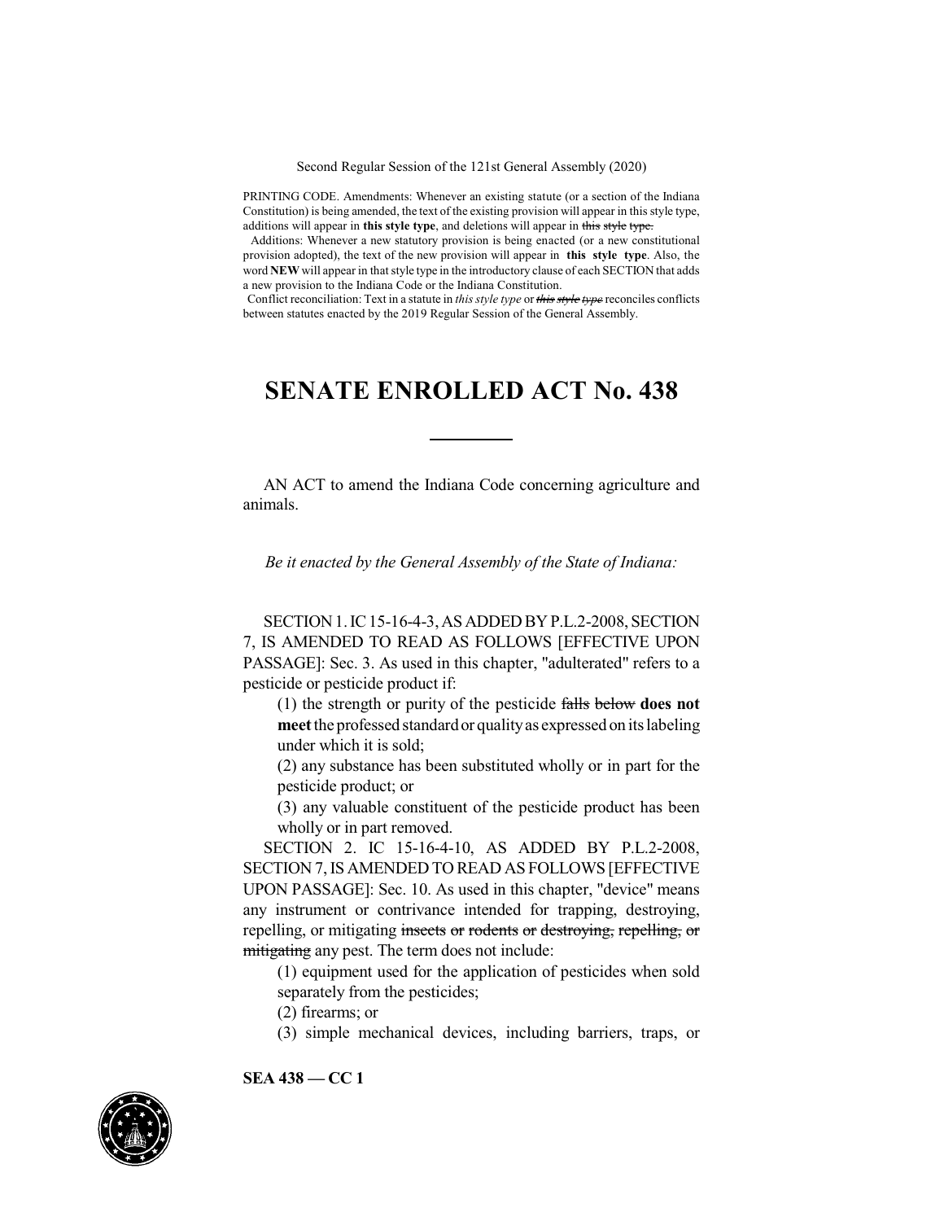Second Regular Session of the 121st General Assembly (2020)

PRINTING CODE. Amendments: Whenever an existing statute (or a section of the Indiana Constitution) is being amended, the text of the existing provision will appear in this style type, additions will appear in **this style type**, and deletions will appear in ~~this style type.~~

Additions: Whenever a new statutory provision is being enacted (or a new constitutional provision adopted), the text of the new provision will appear in **this style type**. Also, the word **NEW** will appear in that style type in the introductory clause of each SECTION that adds a new provision to the Indiana Code or the Indiana Constitution.

Conflict reconciliation: Text in a statute in *this style type* or ~~*this style type*~~ reconciles conflicts between statutes enacted by the 2019 Regular Session of the General Assembly.

# SENATE ENROLLED ACT No. 438

AN ACT to amend the Indiana Code concerning agriculture and animals.

*Be it enacted by the General Assembly of the State of Indiana:*

SECTION 1. IC 15-16-4-3, AS ADDED BY P.L.2-2008, SECTION 7, IS AMENDED TO READ AS FOLLOWS [EFFECTIVE UPON PASSAGE]: Sec. 3. As used in this chapter, "adulterated" refers to a pesticide or pesticide product if:

(1) the strength or purity of the pesticide ~~falls below~~ **does not meet** the professed standard or quality as expressed on its labeling under which it is sold;

(2) any substance has been substituted wholly or in part for the pesticide product; or

(3) any valuable constituent of the pesticide product has been wholly or in part removed.

SECTION 2. IC 15-16-4-10, AS ADDED BY P.L.2-2008, SECTION 7, IS AMENDED TO READ AS FOLLOWS [EFFECTIVE UPON PASSAGE]: Sec. 10. As used in this chapter, "device" means any instrument or contrivance intended for trapping, destroying, repelling, or mitigating ~~insects or rodents or destroying, repelling, or mitigating~~ any pest. The term does not include:

(1) equipment used for the application of pesticides when sold separately from the pesticides;

(2) firearms; or

(3) simple mechanical devices, including barriers, traps, or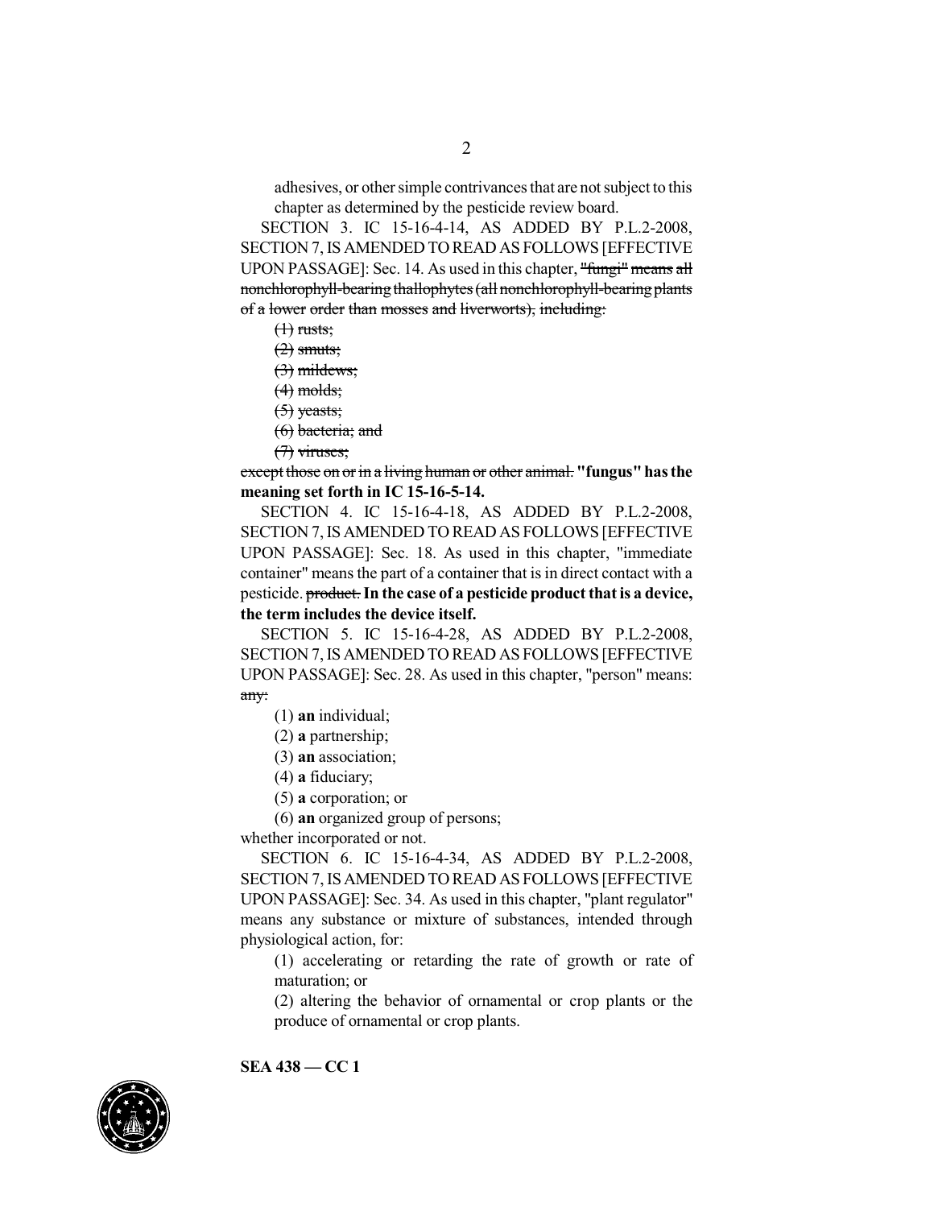adhesives, or other simple contrivances that are not subject to this chapter as determined by the pesticide review board.

SECTION 3. IC 15-16-4-14, AS ADDED BY P.L.2-2008, SECTION 7, IS AMENDED TO READ AS FOLLOWS [EFFECTIVE UPON PASSAGE]: Sec. 14. As used in this chapter, ~~"fungi" means all nonchlorophyll-bearing thallophytes (all nonchlorophyll-bearing plants of a lower order than mosses and liverworts), including:~~

~~(1) rusts;~~

~~(2) smuts;~~

~~(3) mildews;~~

~~(4) molds;~~

~~(5) yeasts;~~

~~(6) bacteria; and~~

~~(7) viruses;~~

~~except those on or in a living human or other animal.~~ **"fungus" has the meaning set forth in IC 15-16-5-14.**

SECTION 4. IC 15-16-4-18, AS ADDED BY P.L.2-2008, SECTION 7, IS AMENDED TO READ AS FOLLOWS [EFFECTIVE UPON PASSAGE]: Sec. 18. As used in this chapter, "immediate container" means the part of a container that is in direct contact with a pesticide. ~~product.~~ **In the case of a pesticide product that is a device, the term includes the device itself.**

SECTION 5. IC 15-16-4-28, AS ADDED BY P.L.2-2008, SECTION 7, IS AMENDED TO READ AS FOLLOWS [EFFECTIVE UPON PASSAGE]: Sec. 28. As used in this chapter, "person" means: ~~any:~~

(1) **an** individual;

(2) **a** partnership;

(3) **an** association;

(4) **a** fiduciary;

(5) **a** corporation; or

(6) **an** organized group of persons;

whether incorporated or not.

SECTION 6. IC 15-16-4-34, AS ADDED BY P.L.2-2008, SECTION 7, IS AMENDED TO READ AS FOLLOWS [EFFECTIVE UPON PASSAGE]: Sec. 34. As used in this chapter, "plant regulator" means any substance or mixture of substances, intended through physiological action, for:

(1) accelerating or retarding the rate of growth or rate of maturation; or

(2) altering the behavior of ornamental or crop plants or the produce of ornamental or crop plants.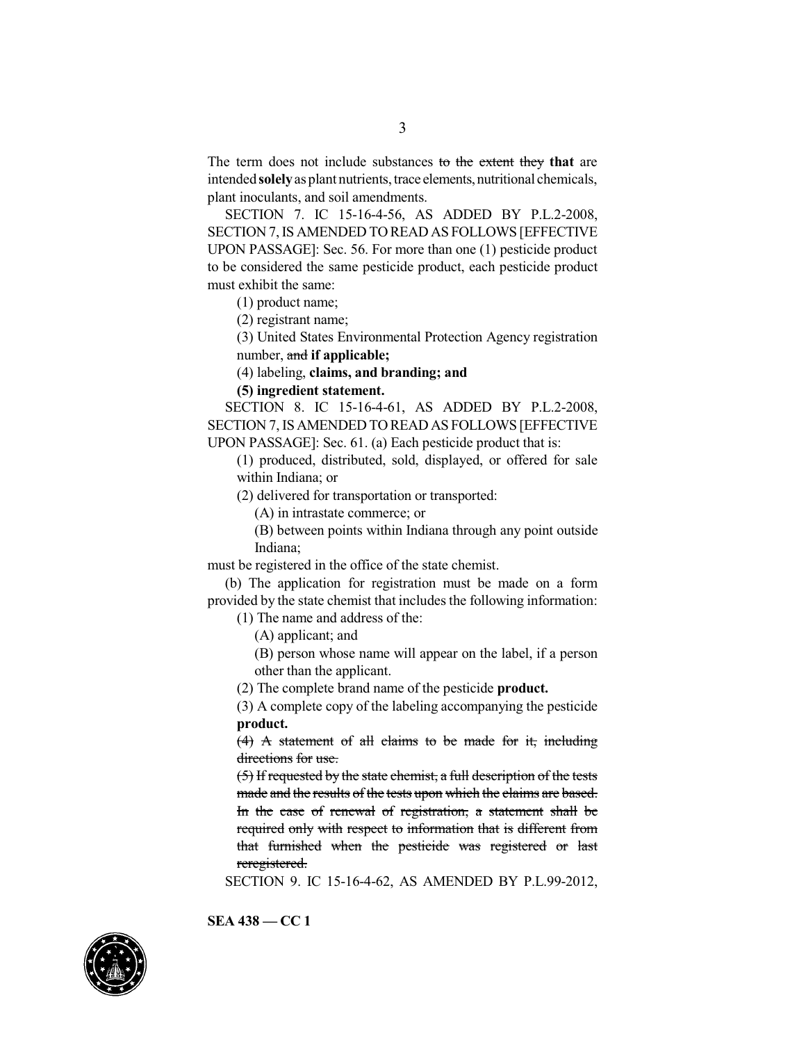The term does not include substances ~~to the extent they~~ **that** are intended **solely** as plant nutrients, trace elements, nutritional chemicals, plant inoculants, and soil amendments.

SECTION 7. IC 15-16-4-56, AS ADDED BY P.L.2-2008, SECTION 7, IS AMENDED TO READ AS FOLLOWS [EFFECTIVE UPON PASSAGE]: Sec. 56. For more than one (1) pesticide product to be considered the same pesticide product, each pesticide product must exhibit the same:

(1) product name;

(2) registrant name;

(3) United States Environmental Protection Agency registration number, ~~and~~ **if applicable;**

(4) labeling, **claims, and branding; and**

**(5) ingredient statement.**

SECTION 8. IC 15-16-4-61, AS ADDED BY P.L.2-2008, SECTION 7, IS AMENDED TO READ AS FOLLOWS [EFFECTIVE UPON PASSAGE]: Sec. 61. (a) Each pesticide product that is:

(1) produced, distributed, sold, displayed, or offered for sale within Indiana; or

(2) delivered for transportation or transported:

(A) in intrastate commerce; or

(B) between points within Indiana through any point outside Indiana;

must be registered in the office of the state chemist.

(b) The application for registration must be made on a form provided by the state chemist that includes the following information:

(1) The name and address of the:

(A) applicant; and

(B) person whose name will appear on the label, if a person other than the applicant.

(2) The complete brand name of the pesticide **product.**

(3) A complete copy of the labeling accompanying the pesticide **product.**

~~(4) A statement of all claims to be made for it, including directions for use.~~

~~(5) If requested by the state chemist, a full description of the tests made and the results of the tests upon which the claims are based. In the case of renewal of registration, a statement shall be required only with respect to information that is different from that furnished when the pesticide was registered or last reregistered.~~

SECTION 9. IC 15-16-4-62, AS AMENDED BY P.L.99-2012,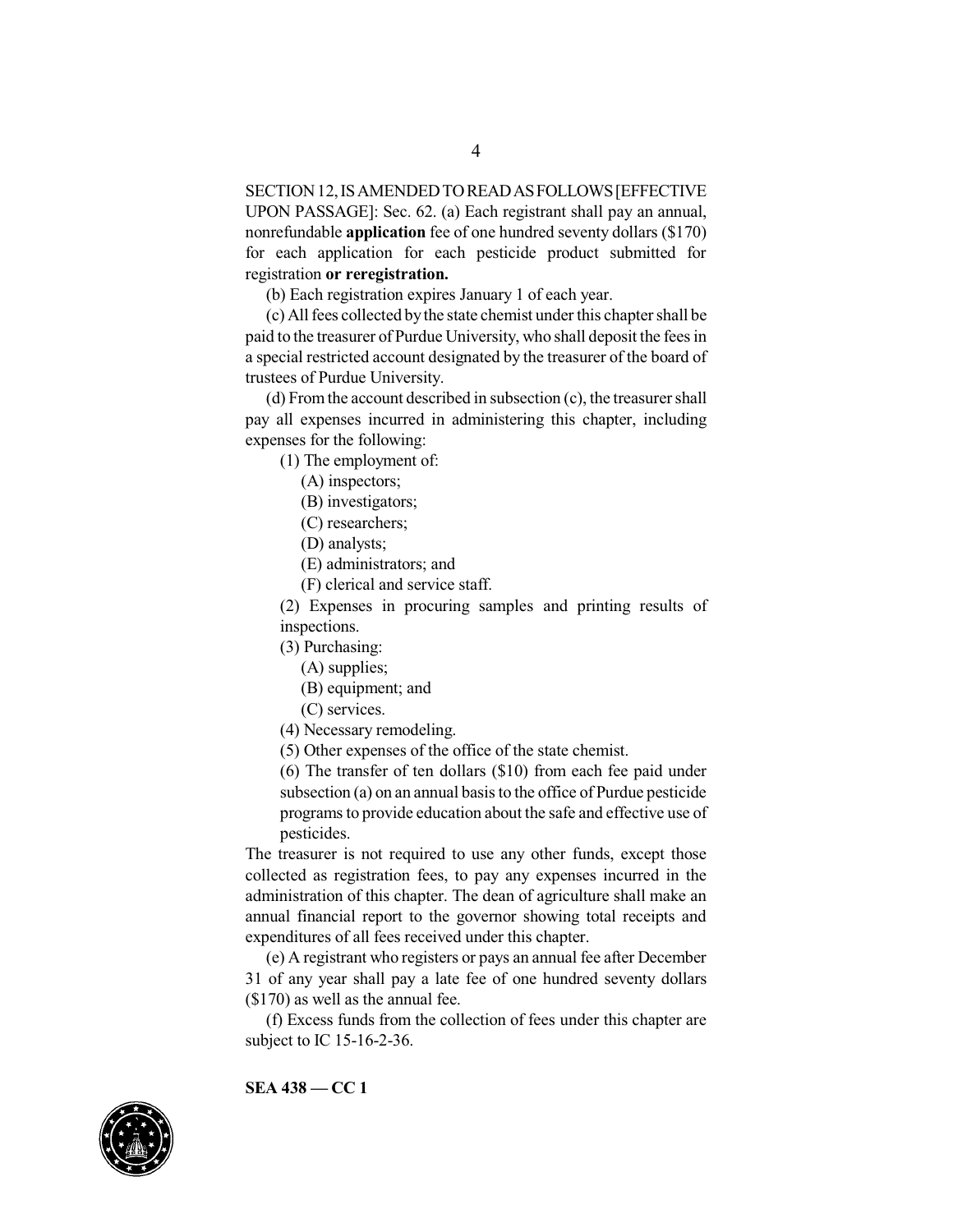SECTION 12, IS AMENDED TO READ AS FOLLOWS [EFFECTIVE UPON PASSAGE]: Sec. 62. (a) Each registrant shall pay an annual, nonrefundable **application** fee of one hundred seventy dollars ($170) for each application for each pesticide product submitted for registration **or reregistration.**

(b) Each registration expires January 1 of each year.

(c) All fees collected by the state chemist under this chapter shall be paid to the treasurer of Purdue University, who shall deposit the fees in a special restricted account designated by the treasurer of the board of trustees of Purdue University.

(d) From the account described in subsection (c), the treasurer shall pay all expenses incurred in administering this chapter, including expenses for the following:

(1) The employment of:

(A) inspectors;

(B) investigators;

(C) researchers;

(D) analysts;

(E) administrators; and

(F) clerical and service staff.

(2) Expenses in procuring samples and printing results of inspections.

(3) Purchasing:

(A) supplies;

(B) equipment; and

(C) services.

(4) Necessary remodeling.

(5) Other expenses of the office of the state chemist.

(6) The transfer of ten dollars ($10) from each fee paid under subsection (a) on an annual basis to the office of Purdue pesticide programs to provide education about the safe and effective use of pesticides.

The treasurer is not required to use any other funds, except those collected as registration fees, to pay any expenses incurred in the administration of this chapter. The dean of agriculture shall make an annual financial report to the governor showing total receipts and expenditures of all fees received under this chapter.

(e) A registrant who registers or pays an annual fee after December 31 of any year shall pay a late fee of one hundred seventy dollars ($170) as well as the annual fee.

(f) Excess funds from the collection of fees under this chapter are subject to IC 15-16-2-36.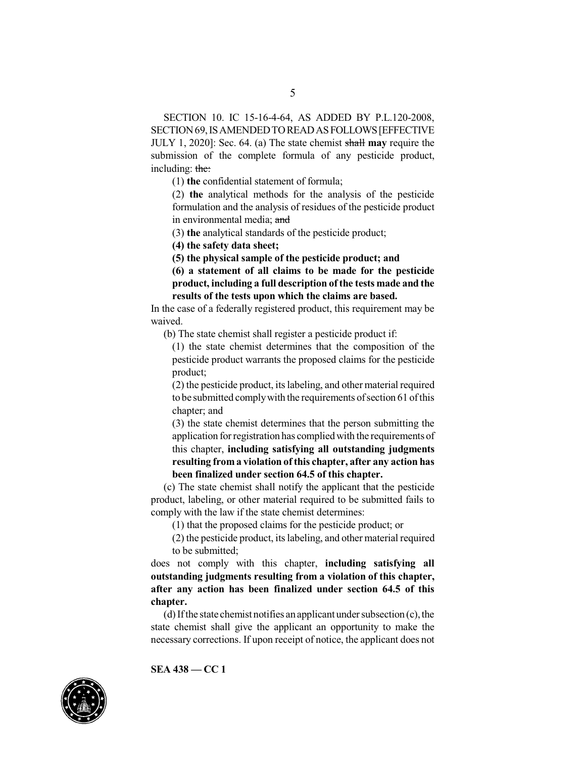SECTION 10. IC 15-16-4-64, AS ADDED BY P.L.120-2008, SECTION 69, IS AMENDED TO READ AS FOLLOWS [EFFECTIVE JULY 1, 2020]: Sec. 64. (a) The state chemist ~~shall~~ **may** require the submission of the complete formula of any pesticide product, including: ~~the:~~

(1) **the** confidential statement of formula;

(2) **the** analytical methods for the analysis of the pesticide formulation and the analysis of residues of the pesticide product in environmental media; ~~and~~

(3) **the** analytical standards of the pesticide product;

**(4) the safety data sheet;**

**(5) the physical sample of the pesticide product; and**

**(6) a statement of all claims to be made for the pesticide product, including a full description of the tests made and the results of the tests upon which the claims are based.**

In the case of a federally registered product, this requirement may be waived.

(b) The state chemist shall register a pesticide product if:

(1) the state chemist determines that the composition of the pesticide product warrants the proposed claims for the pesticide product;

(2) the pesticide product, its labeling, and other material required to be submitted comply with the requirements of section 61 of this chapter; and

(3) the state chemist determines that the person submitting the application for registration has complied with the requirements of this chapter, **including satisfying all outstanding judgments resulting from a violation of this chapter, after any action has been finalized under section 64.5 of this chapter.**

(c) The state chemist shall notify the applicant that the pesticide product, labeling, or other material required to be submitted fails to comply with the law if the state chemist determines:

(1) that the proposed claims for the pesticide product; or

(2) the pesticide product, its labeling, and other material required to be submitted;

does not comply with this chapter, **including satisfying all outstanding judgments resulting from a violation of this chapter, after any action has been finalized under section 64.5 of this chapter.**

(d) If the state chemist notifies an applicant under subsection (c), the state chemist shall give the applicant an opportunity to make the necessary corrections. If upon receipt of notice, the applicant does not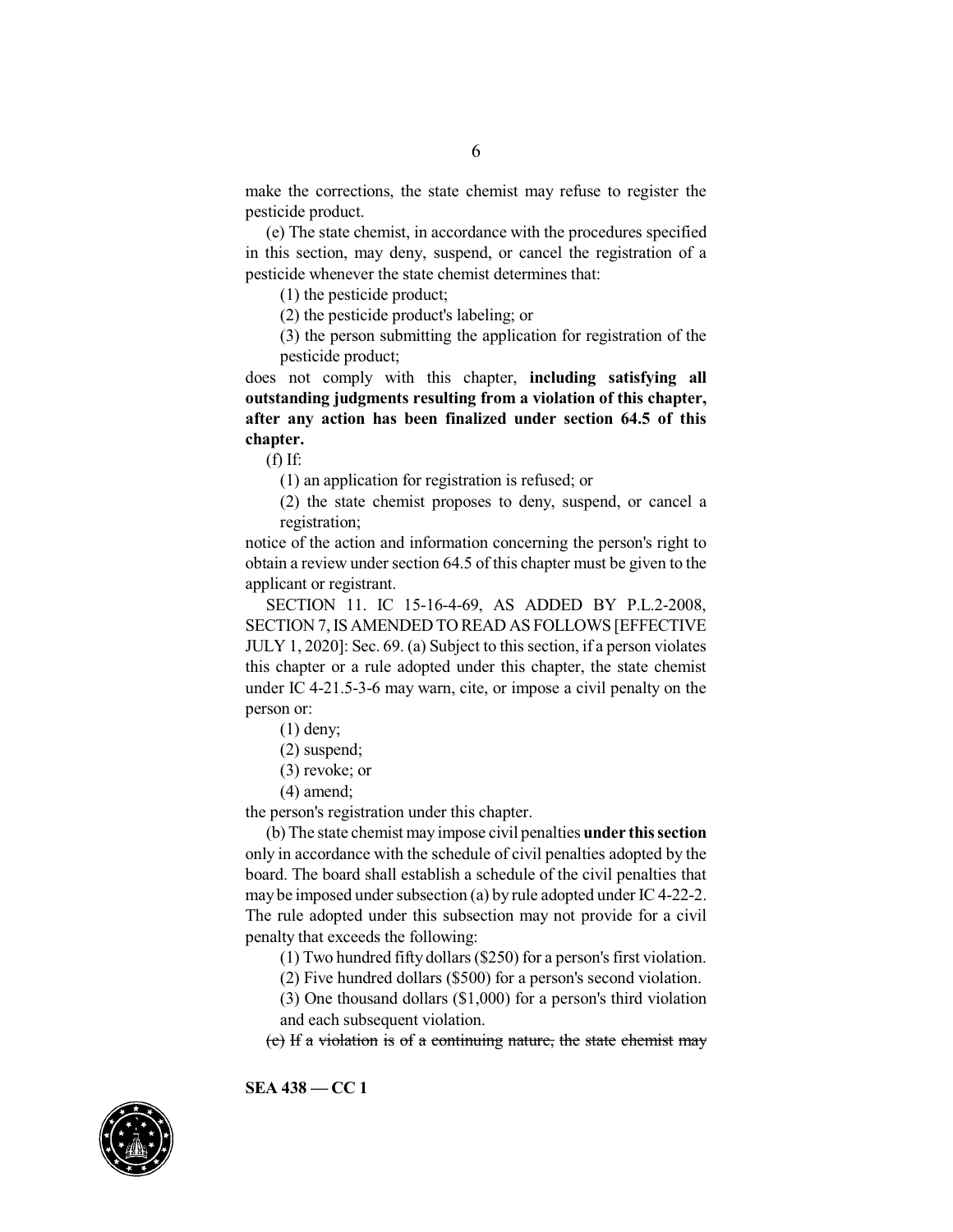make the corrections, the state chemist may refuse to register the pesticide product.

(e) The state chemist, in accordance with the procedures specified in this section, may deny, suspend, or cancel the registration of a pesticide whenever the state chemist determines that:

(1) the pesticide product;

(2) the pesticide product's labeling; or

(3) the person submitting the application for registration of the pesticide product;

does not comply with this chapter, **including satisfying all outstanding judgments resulting from a violation of this chapter, after any action has been finalized under section 64.5 of this chapter.**

(f) If:

(1) an application for registration is refused; or

(2) the state chemist proposes to deny, suspend, or cancel a registration;

notice of the action and information concerning the person's right to obtain a review under section 64.5 of this chapter must be given to the applicant or registrant.

SECTION 11. IC 15-16-4-69, AS ADDED BY P.L.2-2008, SECTION 7, IS AMENDED TO READ AS FOLLOWS [EFFECTIVE JULY 1, 2020]: Sec. 69. (a) Subject to this section, if a person violates this chapter or a rule adopted under this chapter, the state chemist under IC 4-21.5-3-6 may warn, cite, or impose a civil penalty on the person or:

(1) deny;

(2) suspend;

(3) revoke; or

(4) amend;

the person's registration under this chapter.

(b) The state chemist may impose civil penalties **under this section** only in accordance with the schedule of civil penalties adopted by the board. The board shall establish a schedule of the civil penalties that may be imposed under subsection (a) by rule adopted under IC 4-22-2. The rule adopted under this subsection may not provide for a civil penalty that exceeds the following:

(1) Two hundred fifty dollars ($250) for a person's first violation.

(2) Five hundred dollars ($500) for a person's second violation.

(3) One thousand dollars ($1,000) for a person's third violation and each subsequent violation.

~~(c) If a violation is of a continuing nature, the state chemist may~~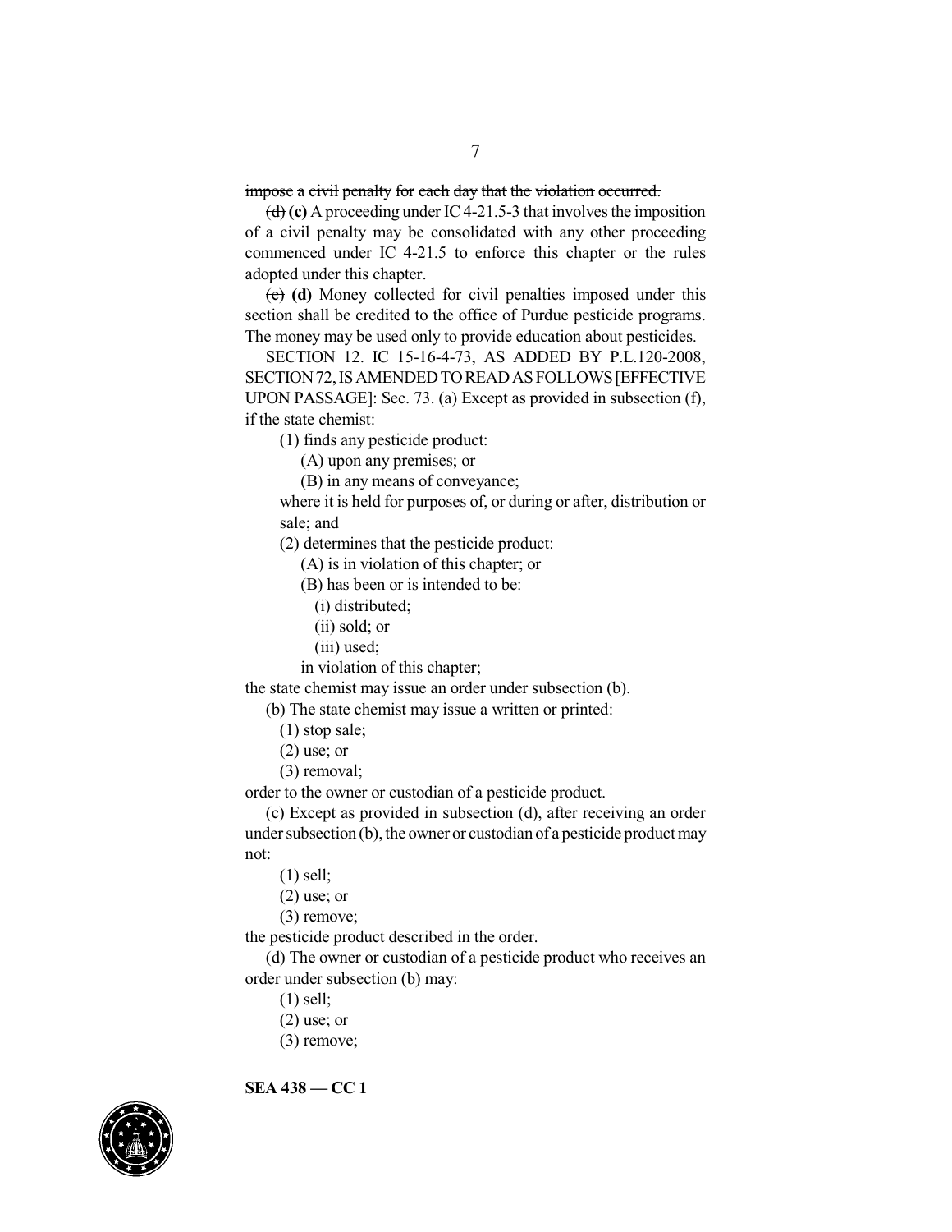~~impose a civil penalty for each day that the violation occurred.~~

~~(d)~~ **(c)** A proceeding under IC 4-21.5-3 that involves the imposition of a civil penalty may be consolidated with any other proceeding commenced under IC 4-21.5 to enforce this chapter or the rules adopted under this chapter.

~~(e)~~ **(d)** Money collected for civil penalties imposed under this section shall be credited to the office of Purdue pesticide programs. The money may be used only to provide education about pesticides.

SECTION 12. IC 15-16-4-73, AS ADDED BY P.L.120-2008, SECTION 72, IS AMENDED TO READ AS FOLLOWS [EFFECTIVE UPON PASSAGE]: Sec. 73. (a) Except as provided in subsection (f), if the state chemist:

(1) finds any pesticide product:

(A) upon any premises; or

(B) in any means of conveyance;

where it is held for purposes of, or during or after, distribution or sale; and

(2) determines that the pesticide product:

(A) is in violation of this chapter; or

(B) has been or is intended to be:

(i) distributed;

(ii) sold; or

(iii) used;

in violation of this chapter;

the state chemist may issue an order under subsection (b).

(b) The state chemist may issue a written or printed:

(1) stop sale;

(2) use; or

(3) removal;

order to the owner or custodian of a pesticide product.

(c) Except as provided in subsection (d), after receiving an order under subsection (b), the owner or custodian of a pesticide product may not:

(1) sell;

(2) use; or

(3) remove;

the pesticide product described in the order.

(d) The owner or custodian of a pesticide product who receives an order under subsection (b) may:

(1) sell;

(2) use; or

(3) remove;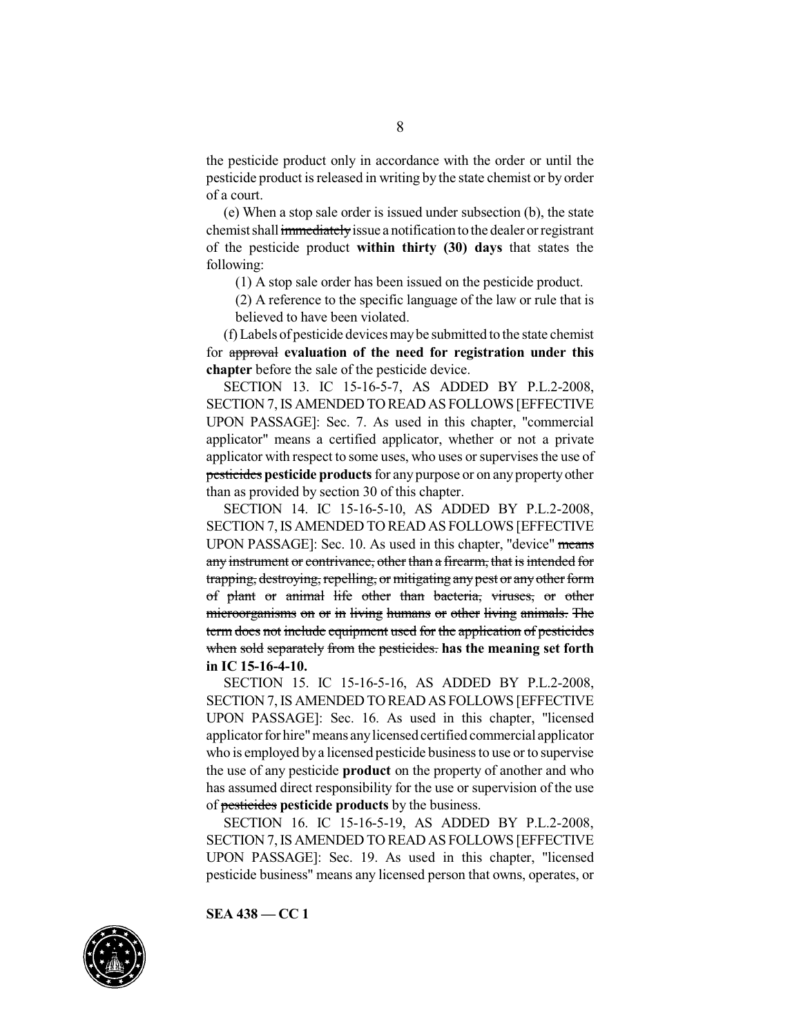the pesticide product only in accordance with the order or until the pesticide product is released in writing by the state chemist or by order of a court.

(e) When a stop sale order is issued under subsection (b), the state chemist shall ~~immediately~~ issue a notification to the dealer or registrant of the pesticide product **within thirty (30) days** that states the following:

(1) A stop sale order has been issued on the pesticide product.

(2) A reference to the specific language of the law or rule that is believed to have been violated.

(f) Labels of pesticide devices may be submitted to the state chemist for ~~approval~~ **evaluation of the need for registration under this chapter** before the sale of the pesticide device.

SECTION 13. IC 15-16-5-7, AS ADDED BY P.L.2-2008, SECTION 7, IS AMENDED TO READ AS FOLLOWS [EFFECTIVE UPON PASSAGE]: Sec. 7. As used in this chapter, "commercial applicator" means a certified applicator, whether or not a private applicator with respect to some uses, who uses or supervises the use of ~~pesticides~~ **pesticide products** for any purpose or on any property other than as provided by section 30 of this chapter.

SECTION 14. IC 15-16-5-10, AS ADDED BY P.L.2-2008, SECTION 7, IS AMENDED TO READ AS FOLLOWS [EFFECTIVE UPON PASSAGE]: Sec. 10. As used in this chapter, "device" ~~means any instrument or contrivance, other than a firearm, that is intended for trapping, destroying, repelling, or mitigating any pest or any other form of plant or animal life other than bacteria, viruses, or other microorganisms on or in living humans or other living animals. The term does not include equipment used for the application of pesticides when sold separately from the pesticides.~~ **has the meaning set forth in IC 15-16-4-10.**

SECTION 15. IC 15-16-5-16, AS ADDED BY P.L.2-2008, SECTION 7, IS AMENDED TO READ AS FOLLOWS [EFFECTIVE UPON PASSAGE]: Sec. 16. As used in this chapter, "licensed applicator for hire" means any licensed certified commercial applicator who is employed by a licensed pesticide business to use or to supervise the use of any pesticide **product** on the property of another and who has assumed direct responsibility for the use or supervision of the use of ~~pesticides~~ **pesticide products** by the business.

SECTION 16. IC 15-16-5-19, AS ADDED BY P.L.2-2008, SECTION 7, IS AMENDED TO READ AS FOLLOWS [EFFECTIVE UPON PASSAGE]: Sec. 19. As used in this chapter, "licensed pesticide business" means any licensed person that owns, operates, or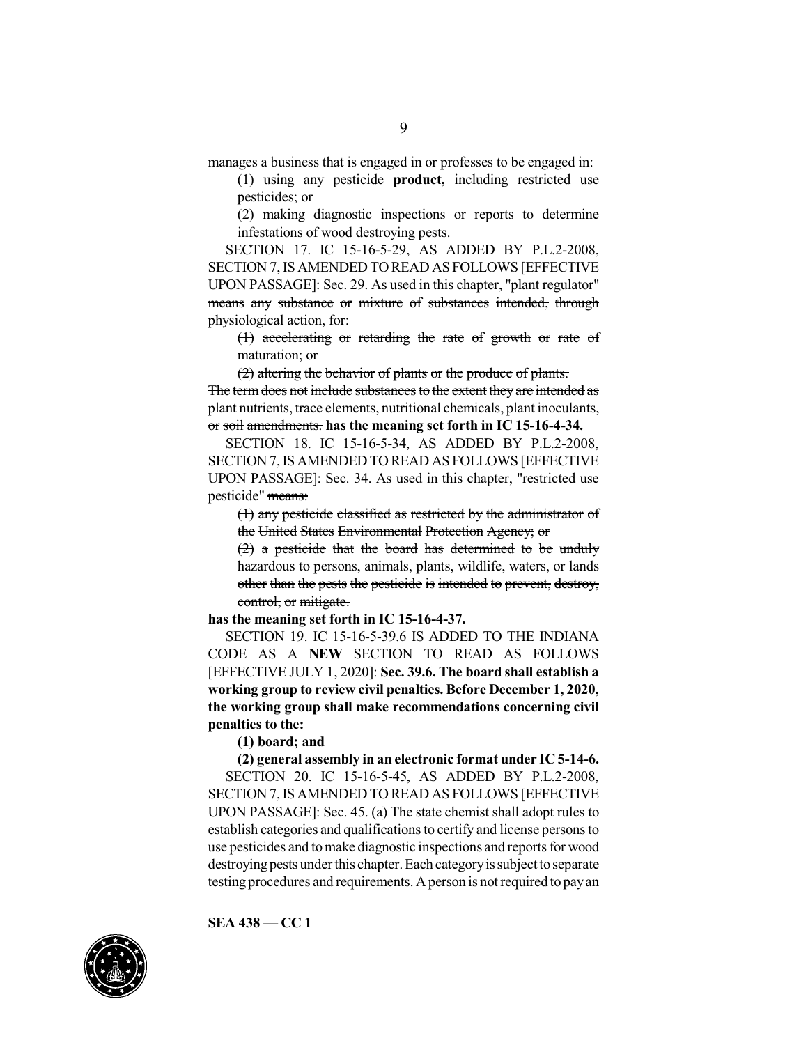manages a business that is engaged in or professes to be engaged in:

(1) using any pesticide **product,** including restricted use pesticides; or

(2) making diagnostic inspections or reports to determine infestations of wood destroying pests.

SECTION 17. IC 15-16-5-29, AS ADDED BY P.L.2-2008, SECTION 7, IS AMENDED TO READ AS FOLLOWS [EFFECTIVE UPON PASSAGE]: Sec. 29. As used in this chapter, "plant regulator" ~~means any substance or mixture of substances intended, through physiological action, for:~~

~~(1) accelerating or retarding the rate of growth or rate of maturation; or~~

~~(2) altering the behavior of plants or the produce of plants.~~

~~The term does not include substances to the extent they are intended as plant nutrients, trace elements, nutritional chemicals, plant inoculants, or soil amendments.~~ **has the meaning set forth in IC 15-16-4-34.**

SECTION 18. IC 15-16-5-34, AS ADDED BY P.L.2-2008, SECTION 7, IS AMENDED TO READ AS FOLLOWS [EFFECTIVE UPON PASSAGE]: Sec. 34. As used in this chapter, "restricted use pesticide" ~~means:~~

~~(1) any pesticide classified as restricted by the administrator of the United States Environmental Protection Agency; or~~

~~(2) a pesticide that the board has determined to be unduly hazardous to persons, animals, plants, wildlife, waters, or lands other than the pests the pesticide is intended to prevent, destroy, control, or mitigate.~~

**has the meaning set forth in IC 15-16-4-37.**

SECTION 19. IC 15-16-5-39.6 IS ADDED TO THE INDIANA CODE AS A **NEW** SECTION TO READ AS FOLLOWS [EFFECTIVE JULY 1, 2020]: **Sec. 39.6. The board shall establish a working group to review civil penalties. Before December 1, 2020, the working group shall make recommendations concerning civil penalties to the:**

**(1) board; and**

**(2) general assembly in an electronic format under IC 5-14-6.**

SECTION 20. IC 15-16-5-45, AS ADDED BY P.L.2-2008, SECTION 7, IS AMENDED TO READ AS FOLLOWS [EFFECTIVE UPON PASSAGE]: Sec. 45. (a) The state chemist shall adopt rules to establish categories and qualifications to certify and license persons to use pesticides and to make diagnostic inspections and reports for wood destroying pests under this chapter. Each category is subject to separate testing procedures and requirements. A person is not required to pay an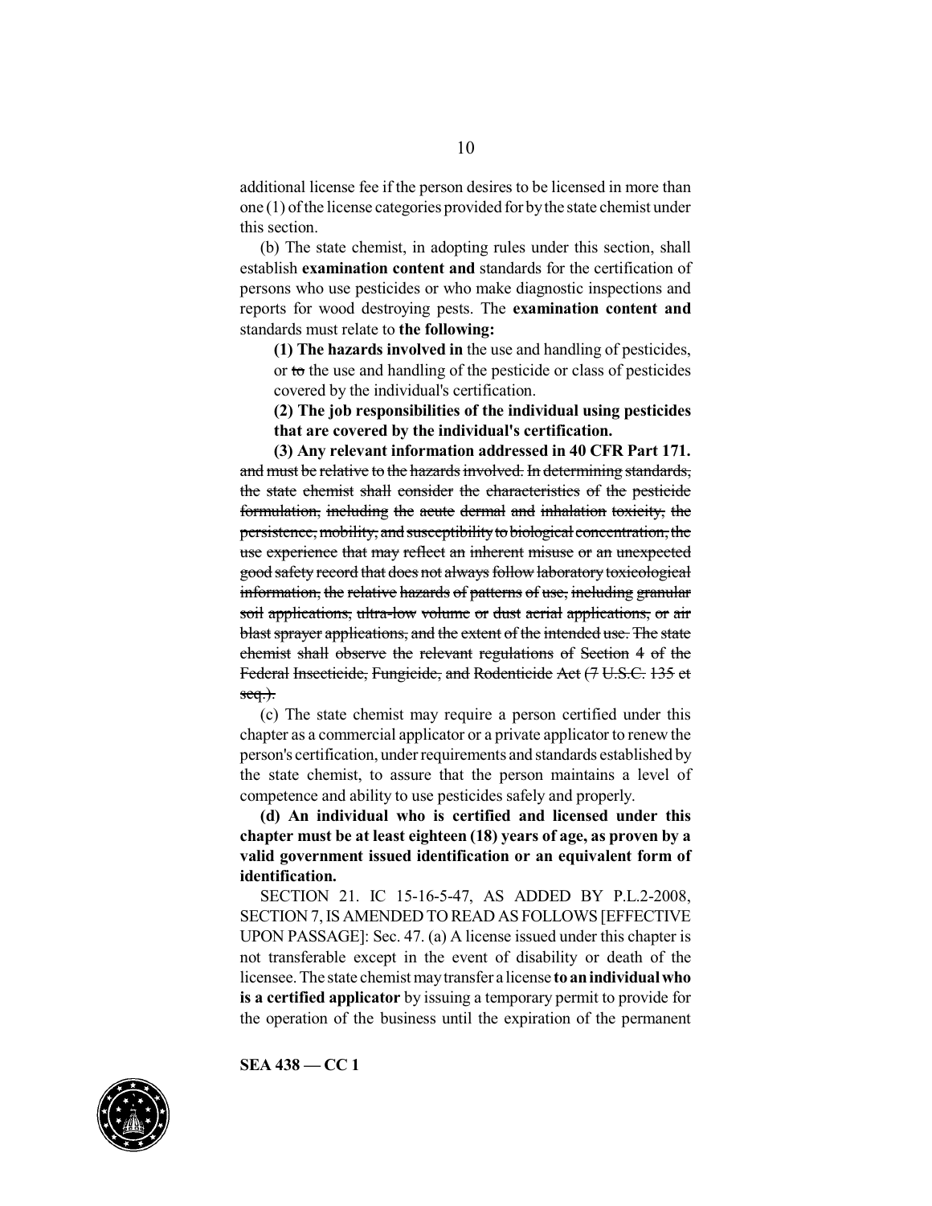additional license fee if the person desires to be licensed in more than one (1) of the license categories provided for by the state chemist under this section.

(b) The state chemist, in adopting rules under this section, shall establish **examination content and** standards for the certification of persons who use pesticides or who make diagnostic inspections and reports for wood destroying pests. The **examination content and** standards must relate to **the following:**

**(1) The hazards involved in** the use and handling of pesticides, or ~~to~~ the use and handling of the pesticide or class of pesticides covered by the individual's certification.

**(2) The job responsibilities of the individual using pesticides that are covered by the individual's certification.**

**(3) Any relevant information addressed in 40 CFR Part 171.**
~~and must be relative to the hazards involved. In determining standards, the state chemist shall consider the characteristics of the pesticide formulation, including the acute dermal and inhalation toxicity, the persistence, mobility, and susceptibility to biological concentration, the use experience that may reflect an inherent misuse or an unexpected good safety record that does not always follow laboratory toxicological information, the relative hazards of patterns of use, including granular soil applications, ultra-low volume or dust aerial applications, or air blast sprayer applications, and the extent of the intended use. The state chemist shall observe the relevant regulations of Section 4 of the Federal Insecticide, Fungicide, and Rodenticide Act (7 U.S.C. 135 et seq.).~~

(c) The state chemist may require a person certified under this chapter as a commercial applicator or a private applicator to renew the person's certification, under requirements and standards established by the state chemist, to assure that the person maintains a level of competence and ability to use pesticides safely and properly.

**(d) An individual who is certified and licensed under this chapter must be at least eighteen (18) years of age, as proven by a valid government issued identification or an equivalent form of identification.**

SECTION 21. IC 15-16-5-47, AS ADDED BY P.L.2-2008, SECTION 7, IS AMENDED TO READ AS FOLLOWS [EFFECTIVE UPON PASSAGE]: Sec. 47. (a) A license issued under this chapter is not transferable except in the event of disability or death of the licensee. The state chemist may transfer a license **to an individual who is a certified applicator** by issuing a temporary permit to provide for the operation of the business until the expiration of the permanent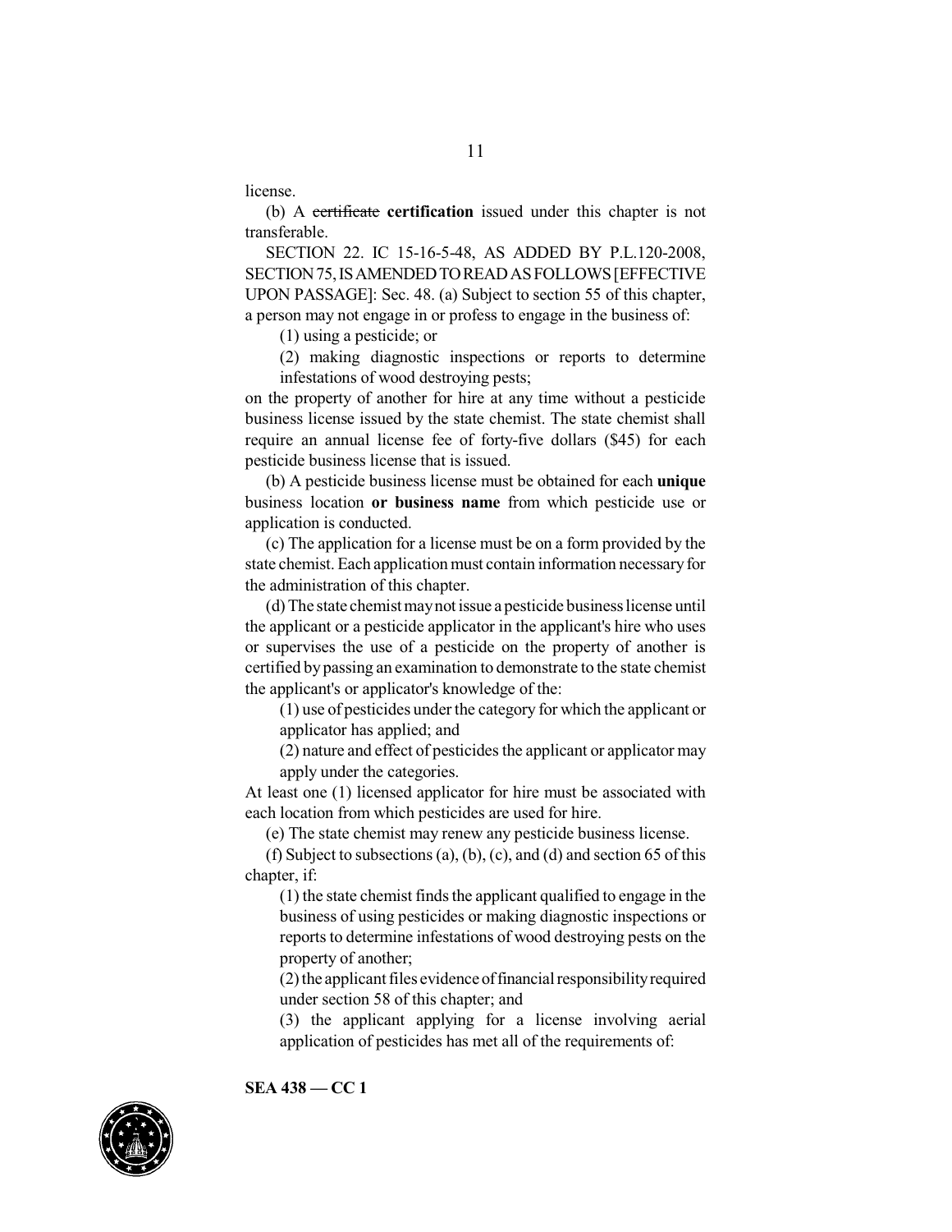license.

(b) A ~~certificate~~ **certification** issued under this chapter is not transferable.

SECTION 22. IC 15-16-5-48, AS ADDED BY P.L.120-2008, SECTION 75, IS AMENDED TO READ AS FOLLOWS [EFFECTIVE UPON PASSAGE]: Sec. 48. (a) Subject to section 55 of this chapter, a person may not engage in or profess to engage in the business of:

(1) using a pesticide; or

(2) making diagnostic inspections or reports to determine infestations of wood destroying pests;

on the property of another for hire at any time without a pesticide business license issued by the state chemist. The state chemist shall require an annual license fee of forty-five dollars ($45) for each pesticide business license that is issued.

(b) A pesticide business license must be obtained for each **unique** business location **or business name** from which pesticide use or application is conducted.

(c) The application for a license must be on a form provided by the state chemist. Each application must contain information necessary for the administration of this chapter.

(d) The state chemist may not issue a pesticide business license until the applicant or a pesticide applicator in the applicant's hire who uses or supervises the use of a pesticide on the property of another is certified by passing an examination to demonstrate to the state chemist the applicant's or applicator's knowledge of the:

(1) use of pesticides under the category for which the applicant or applicator has applied; and

(2) nature and effect of pesticides the applicant or applicator may apply under the categories.

At least one (1) licensed applicator for hire must be associated with each location from which pesticides are used for hire.

(e) The state chemist may renew any pesticide business license.

(f) Subject to subsections (a), (b), (c), and (d) and section 65 of this chapter, if:

(1) the state chemist finds the applicant qualified to engage in the business of using pesticides or making diagnostic inspections or reports to determine infestations of wood destroying pests on the property of another;

(2) the applicant files evidence of financial responsibility required under section 58 of this chapter; and

(3) the applicant applying for a license involving aerial application of pesticides has met all of the requirements of:

SEA 438 — CC 1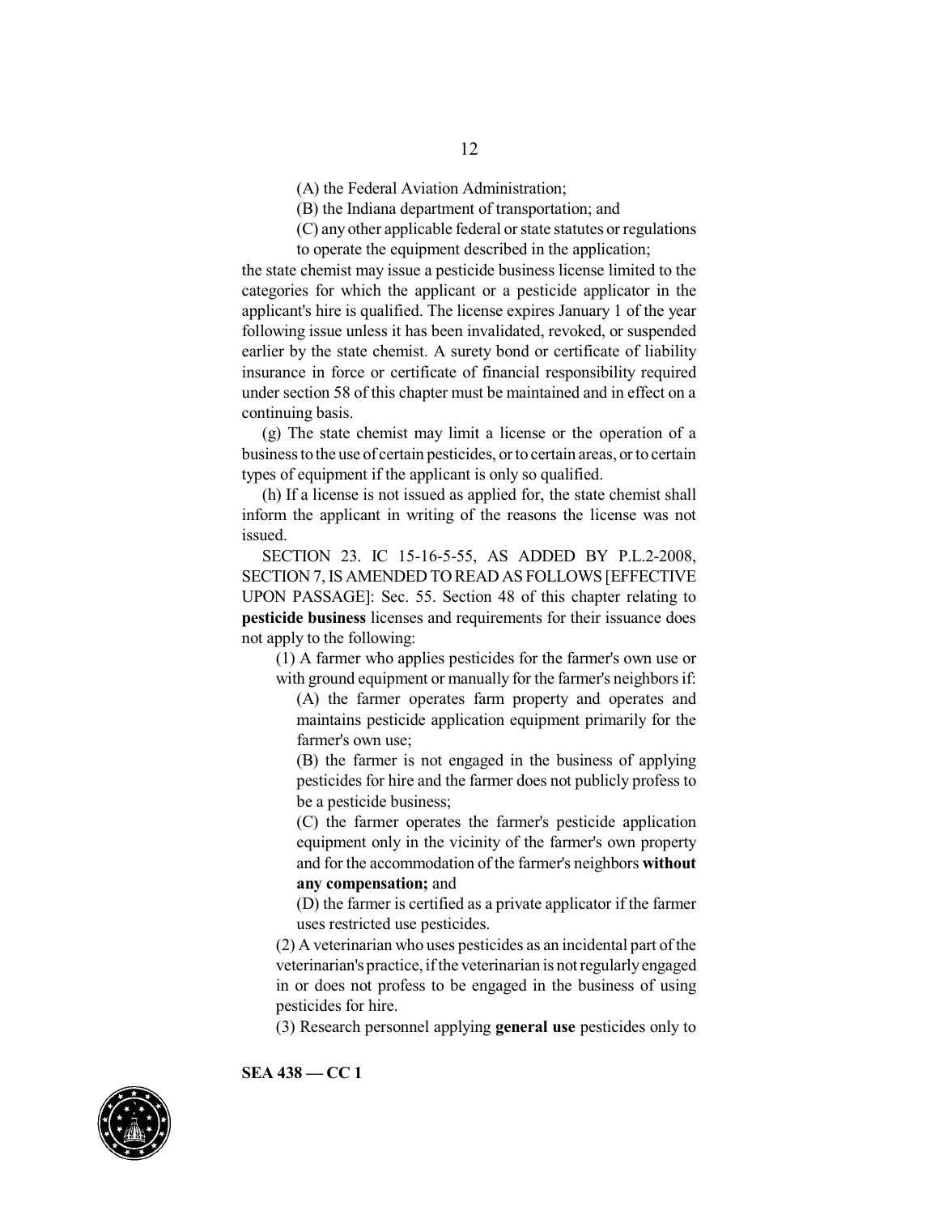(A) the Federal Aviation Administration;

(B) the Indiana department of transportation; and

(C) any other applicable federal or state statutes or regulations to operate the equipment described in the application;

the state chemist may issue a pesticide business license limited to the categories for which the applicant or a pesticide applicator in the applicant's hire is qualified. The license expires January 1 of the year following issue unless it has been invalidated, revoked, or suspended earlier by the state chemist. A surety bond or certificate of liability insurance in force or certificate of financial responsibility required under section 58 of this chapter must be maintained and in effect on a continuing basis.

(g) The state chemist may limit a license or the operation of a business to the use of certain pesticides, or to certain areas, or to certain types of equipment if the applicant is only so qualified.

(h) If a license is not issued as applied for, the state chemist shall inform the applicant in writing of the reasons the license was not issued.

SECTION 23. IC 15-16-5-55, AS ADDED BY P.L.2-2008, SECTION 7, IS AMENDED TO READ AS FOLLOWS [EFFECTIVE UPON PASSAGE]: Sec. 55. Section 48 of this chapter relating to **pesticide business** licenses and requirements for their issuance does not apply to the following:

(1) A farmer who applies pesticides for the farmer's own use or with ground equipment or manually for the farmer's neighbors if:

(A) the farmer operates farm property and operates and maintains pesticide application equipment primarily for the farmer's own use;

(B) the farmer is not engaged in the business of applying pesticides for hire and the farmer does not publicly profess to be a pesticide business;

(C) the farmer operates the farmer's pesticide application equipment only in the vicinity of the farmer's own property and for the accommodation of the farmer's neighbors **without any compensation;** and

(D) the farmer is certified as a private applicator if the farmer uses restricted use pesticides.

(2) A veterinarian who uses pesticides as an incidental part of the veterinarian's practice, if the veterinarian is not regularly engaged in or does not profess to be engaged in the business of using pesticides for hire.

(3) Research personnel applying **general use** pesticides only to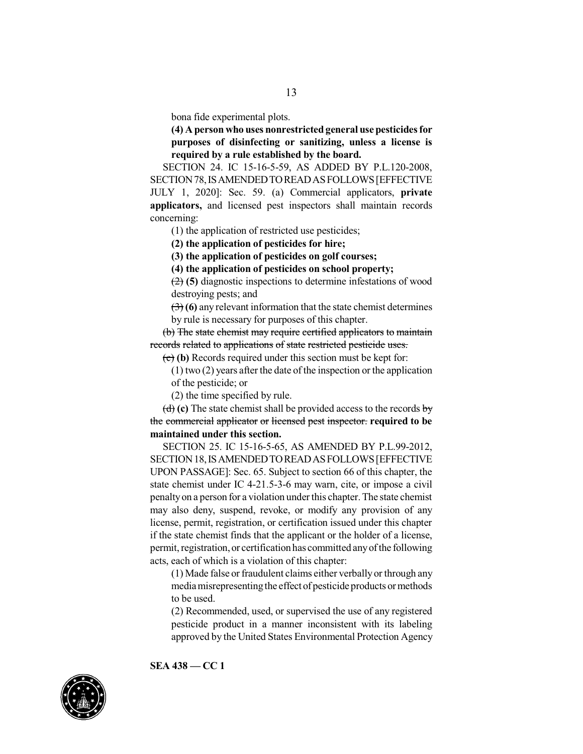bona fide experimental plots.

**(4) A person who uses nonrestricted general use pesticides for purposes of disinfecting or sanitizing, unless a license is required by a rule established by the board.**

SECTION 24. IC 15-16-5-59, AS ADDED BY P.L.120-2008, SECTION 78, IS AMENDED TO READ AS FOLLOWS [EFFECTIVE JULY 1, 2020]: Sec. 59. (a) Commercial applicators, **private applicators,** and licensed pest inspectors shall maintain records concerning:

(1) the application of restricted use pesticides;

**(2) the application of pesticides for hire;**

**(3) the application of pesticides on golf courses;**

**(4) the application of pesticides on school property;**

~~(2)~~ **(5)** diagnostic inspections to determine infestations of wood destroying pests; and

~~(3)~~ **(6)** any relevant information that the state chemist determines by rule is necessary for purposes of this chapter.

~~(b) The state chemist may require certified applicators to maintain records related to applications of state restricted pesticide uses.~~

~~(c)~~ **(b)** Records required under this section must be kept for:

(1) two (2) years after the date of the inspection or the application of the pesticide; or

(2) the time specified by rule.

~~(d)~~ **(c)** The state chemist shall be provided access to the records ~~by the commercial applicator or licensed pest inspector.~~ **required to be maintained under this section.**

SECTION 25. IC 15-16-5-65, AS AMENDED BY P.L.99-2012, SECTION 18, IS AMENDED TO READ AS FOLLOWS [EFFECTIVE UPON PASSAGE]: Sec. 65. Subject to section 66 of this chapter, the state chemist under IC 4-21.5-3-6 may warn, cite, or impose a civil penalty on a person for a violation under this chapter. The state chemist may also deny, suspend, revoke, or modify any provision of any license, permit, registration, or certification issued under this chapter if the state chemist finds that the applicant or the holder of a license, permit, registration, or certification has committed any of the following acts, each of which is a violation of this chapter:

(1) Made false or fraudulent claims either verbally or through any media misrepresenting the effect of pesticide products or methods to be used.

(2) Recommended, used, or supervised the use of any registered pesticide product in a manner inconsistent with its labeling approved by the United States Environmental Protection Agency

**SEA 438 — CC 1**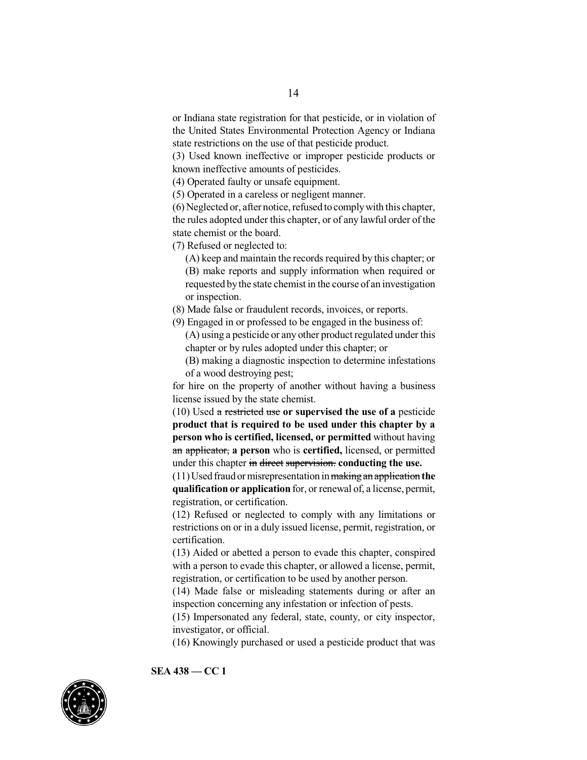or Indiana state registration for that pesticide, or in violation of the United States Environmental Protection Agency or Indiana state restrictions on the use of that pesticide product.

(3) Used known ineffective or improper pesticide products or known ineffective amounts of pesticides.

(4) Operated faulty or unsafe equipment.

(5) Operated in a careless or negligent manner.

(6) Neglected or, after notice, refused to comply with this chapter, the rules adopted under this chapter, or of any lawful order of the state chemist or the board.

(7) Refused or neglected to:

(A) keep and maintain the records required by this chapter; or

(B) make reports and supply information when required or requested by the state chemist in the course of an investigation or inspection.

(8) Made false or fraudulent records, invoices, or reports.

(9) Engaged in or professed to be engaged in the business of:

(A) using a pesticide or any other product regulated under this chapter or by rules adopted under this chapter; or

(B) making a diagnostic inspection to determine infestations of a wood destroying pest;

for hire on the property of another without having a business license issued by the state chemist.

(10) Used ~~a restricted use~~ **or supervised the use of a** pesticide **product that is required to be used under this chapter by a person who is certified, licensed, or permitted** without having ~~an applicator,~~ **a person** who is **certified,** licensed, or permitted under this chapter ~~in direct supervision.~~ **conducting the use.**

(11) Used fraud or misrepresentation in ~~making an application~~ **the qualification or application** for, or renewal of, a license, permit, registration, or certification.

(12) Refused or neglected to comply with any limitations or restrictions on or in a duly issued license, permit, registration, or certification.

(13) Aided or abetted a person to evade this chapter, conspired with a person to evade this chapter, or allowed a license, permit, registration, or certification to be used by another person.

(14) Made false or misleading statements during or after an inspection concerning any infestation or infection of pests.

(15) Impersonated any federal, state, county, or city inspector, investigator, or official.

(16) Knowingly purchased or used a pesticide product that was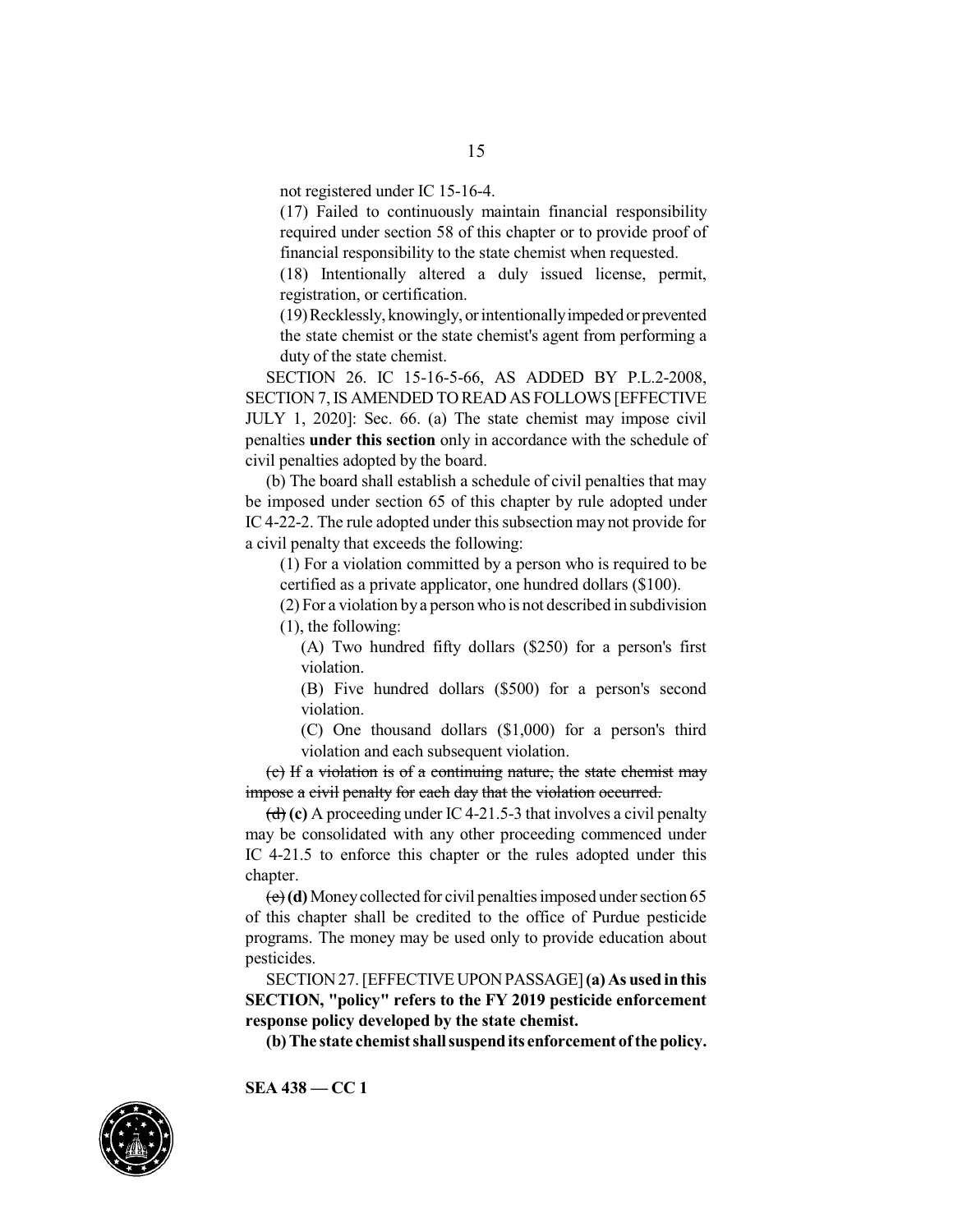not registered under IC 15-16-4.

(17) Failed to continuously maintain financial responsibility required under section 58 of this chapter or to provide proof of financial responsibility to the state chemist when requested.

(18) Intentionally altered a duly issued license, permit, registration, or certification.

(19) Recklessly, knowingly, or intentionally impeded or prevented the state chemist or the state chemist's agent from performing a duty of the state chemist.

SECTION 26. IC 15-16-5-66, AS ADDED BY P.L.2-2008, SECTION 7, IS AMENDED TO READ AS FOLLOWS [EFFECTIVE JULY 1, 2020]: Sec. 66. (a) The state chemist may impose civil penalties **under this section** only in accordance with the schedule of civil penalties adopted by the board.

(b) The board shall establish a schedule of civil penalties that may be imposed under section 65 of this chapter by rule adopted under IC 4-22-2. The rule adopted under this subsection may not provide for a civil penalty that exceeds the following:

(1) For a violation committed by a person who is required to be certified as a private applicator, one hundred dollars ($100).

(2) For a violation by a person who is not described in subdivision (1), the following:

(A) Two hundred fifty dollars ($250) for a person's first violation.

(B) Five hundred dollars ($500) for a person's second violation.

(C) One thousand dollars ($1,000) for a person's third violation and each subsequent violation.

~~(c) If a violation is of a continuing nature, the state chemist may impose a civil penalty for each day that the violation occurred.~~

~~(d)~~ **(c)** A proceeding under IC 4-21.5-3 that involves a civil penalty may be consolidated with any other proceeding commenced under IC 4-21.5 to enforce this chapter or the rules adopted under this chapter.

~~(e)~~ **(d)** Money collected for civil penalties imposed under section 65 of this chapter shall be credited to the office of Purdue pesticide programs. The money may be used only to provide education about pesticides.

SECTION 27. [EFFECTIVE UPON PASSAGE] **(a) As used in this SECTION, "policy" refers to the FY 2019 pesticide enforcement response policy developed by the state chemist.**

**(b) The state chemist shall suspend its enforcement of the policy.**

**SEA 438 — CC 1**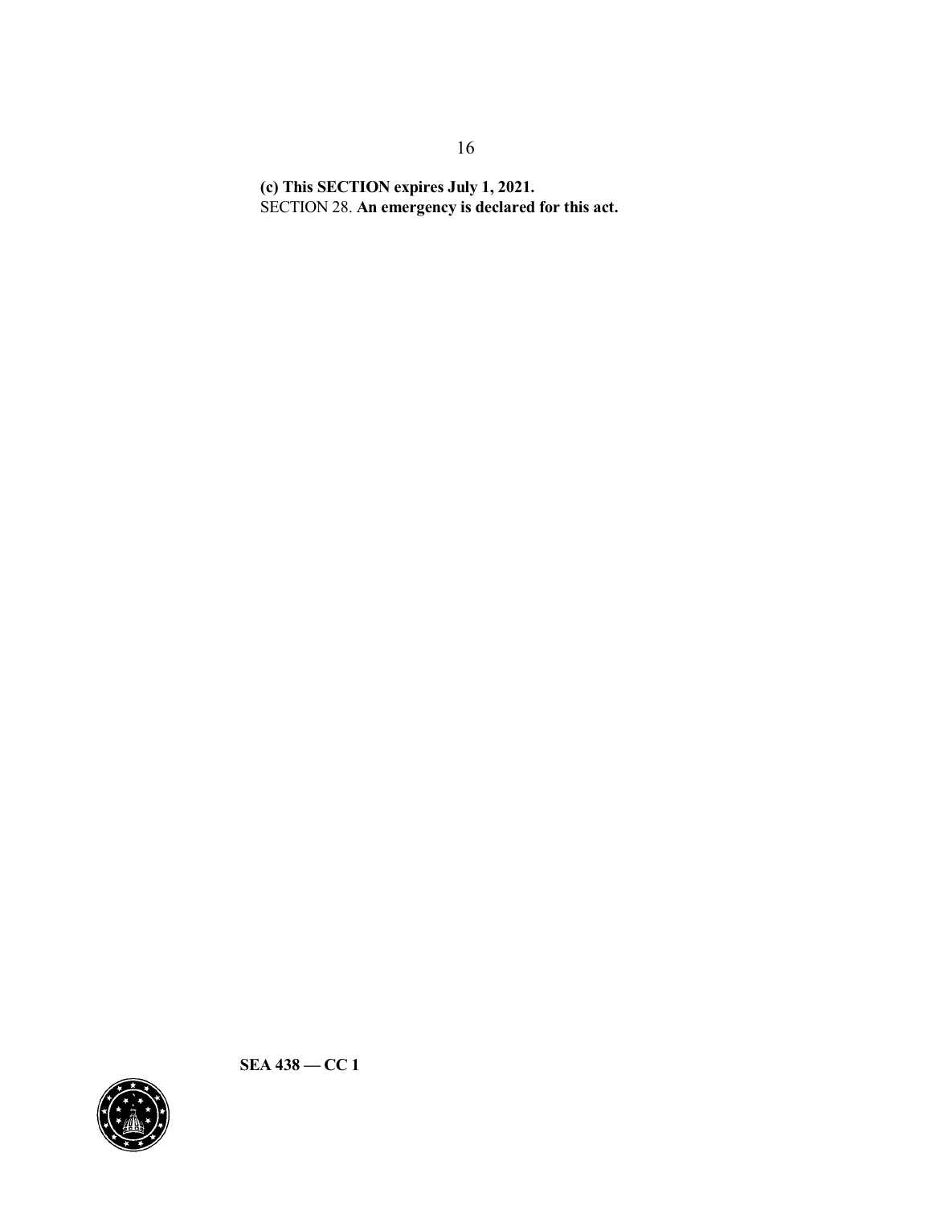**(c) This SECTION expires July 1, 2021.**

SECTION 28. **An emergency is declared for this act.**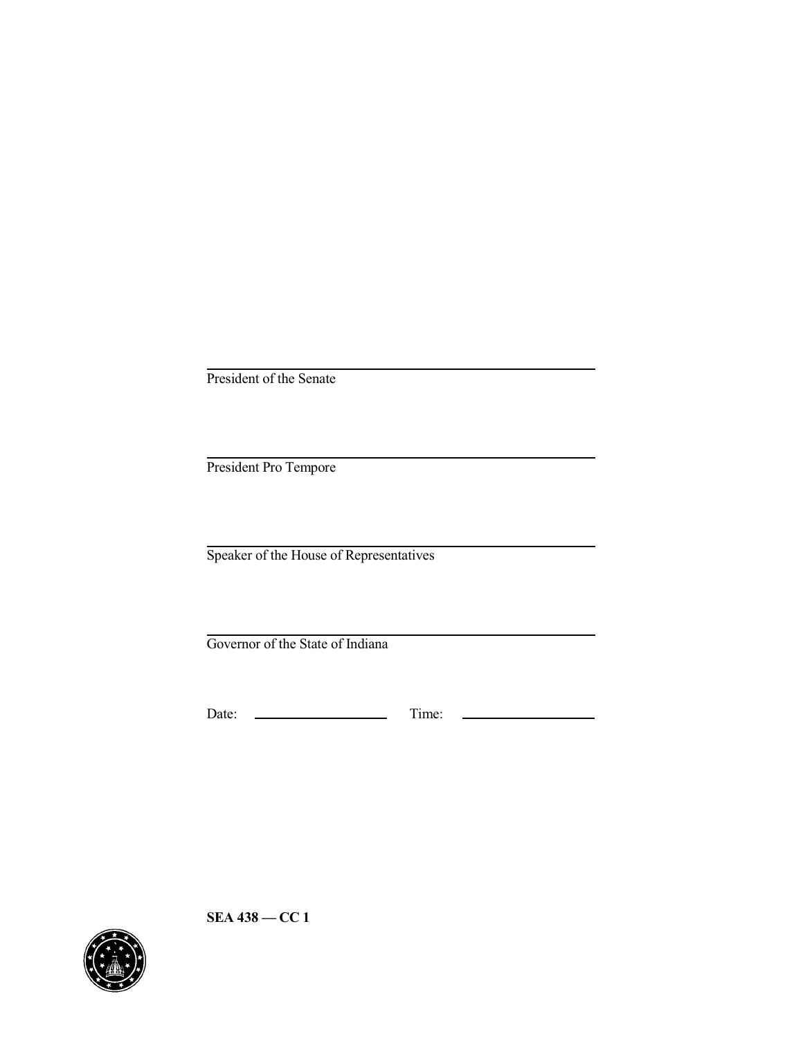\_\_\_\_\_\_\_\_\_\_\_\_\_\_\_\_\_\_\_\_\_\_\_\_\_\_\_\_\_\_\_\_\_\_\_\_\_\_\_\_\_\_\_\_
President of the Senate

\_\_\_\_\_\_\_\_\_\_\_\_\_\_\_\_\_\_\_\_\_\_\_\_\_\_\_\_\_\_\_\_\_\_\_\_\_\_\_\_\_\_\_\_
President Pro Tempore

\_\_\_\_\_\_\_\_\_\_\_\_\_\_\_\_\_\_\_\_\_\_\_\_\_\_\_\_\_\_\_\_\_\_\_\_\_\_\_\_\_\_\_\_
Speaker of the House of Representatives

\_\_\_\_\_\_\_\_\_\_\_\_\_\_\_\_\_\_\_\_\_\_\_\_\_\_\_\_\_\_\_\_\_\_\_\_\_\_\_\_\_\_\_\_
Governor of the State of Indiana

Date: \_\_\_\_\_\_\_\_\_\_\_\_\_\_\_\_\_\_ Time: \_\_\_\_\_\_\_\_\_\_\_\_\_\_\_\_\_\_

**SEA 438 — CC 1**